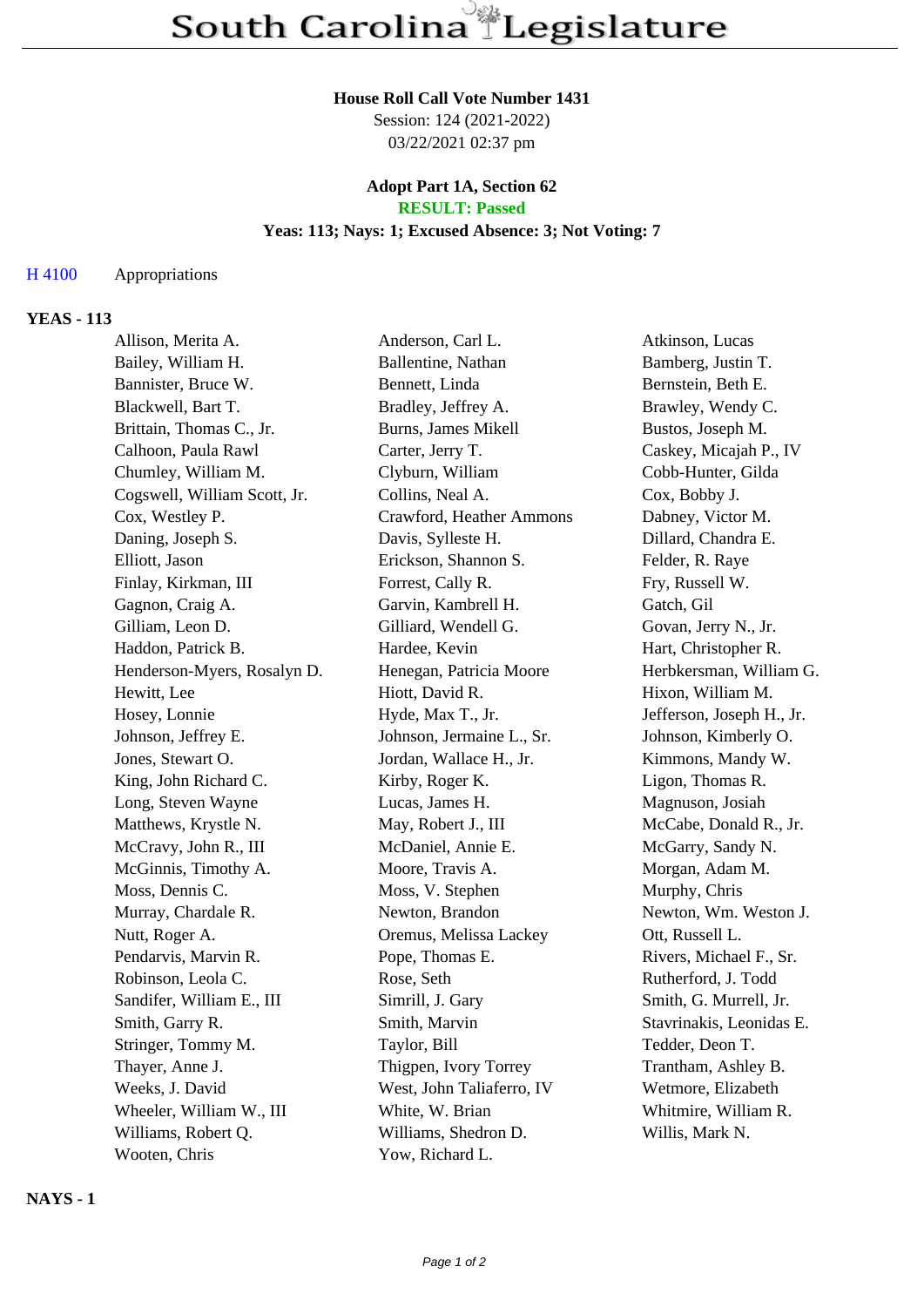# South Carolina Legislature

**House Roll Call Vote Number 1431**
Session: 124 (2021-2022)
03/22/2021 02:37 pm

**Adopt Part 1A, Section 62**
**RESULT: Passed**
**Yeas: 113; Nays: 1; Excused Absence: 3; Not Voting: 7**

H 4100 Appropriations

## YEAS - 113

| | | |
|---|---|---|
| Allison, Merita A. | Anderson, Carl L. | Atkinson, Lucas |
| Bailey, William H. | Ballentine, Nathan | Bamberg, Justin T. |
| Bannister, Bruce W. | Bennett, Linda | Bernstein, Beth E. |
| Blackwell, Bart T. | Bradley, Jeffrey A. | Brawley, Wendy C. |
| Brittain, Thomas C., Jr. | Burns, James Mikell | Bustos, Joseph M. |
| Calhoon, Paula Rawl | Carter, Jerry T. | Caskey, Micajah P., IV |
| Chumley, William M. | Clyburn, William | Cobb-Hunter, Gilda |
| Cogswell, William Scott, Jr. | Collins, Neal A. | Cox, Bobby J. |
| Cox, Westley P. | Crawford, Heather Ammons | Dabney, Victor M. |
| Daning, Joseph S. | Davis, Sylleste H. | Dillard, Chandra E. |
| Elliott, Jason | Erickson, Shannon S. | Felder, R. Raye |
| Finlay, Kirkman, III | Forrest, Cally R. | Fry, Russell W. |
| Gagnon, Craig A. | Garvin, Kambrell H. | Gatch, Gil |
| Gilliam, Leon D. | Gilliard, Wendell G. | Govan, Jerry N., Jr. |
| Haddon, Patrick B. | Hardee, Kevin | Hart, Christopher R. |
| Henderson-Myers, Rosalyn D. | Henegan, Patricia Moore | Herbkersman, William G. |
| Hewitt, Lee | Hiott, David R. | Hixon, William M. |
| Hosey, Lonnie | Hyde, Max T., Jr. | Jefferson, Joseph H., Jr. |
| Johnson, Jeffrey E. | Johnson, Jermaine L., Sr. | Johnson, Kimberly O. |
| Jones, Stewart O. | Jordan, Wallace H., Jr. | Kimmons, Mandy W. |
| King, John Richard C. | Kirby, Roger K. | Ligon, Thomas R. |
| Long, Steven Wayne | Lucas, James H. | Magnuson, Josiah |
| Matthews, Krystle N. | May, Robert J., III | McCabe, Donald R., Jr. |
| McCravy, John R., III | McDaniel, Annie E. | McGarry, Sandy N. |
| McGinnis, Timothy A. | Moore, Travis A. | Morgan, Adam M. |
| Moss, Dennis C. | Moss, V. Stephen | Murphy, Chris |
| Murray, Chardale R. | Newton, Brandon | Newton, Wm. Weston J. |
| Nutt, Roger A. | Oremus, Melissa Lackey | Ott, Russell L. |
| Pendarvis, Marvin R. | Pope, Thomas E. | Rivers, Michael F., Sr. |
| Robinson, Leola C. | Rose, Seth | Rutherford, J. Todd |
| Sandifer, William E., III | Simrill, J. Gary | Smith, G. Murrell, Jr. |
| Smith, Garry R. | Smith, Marvin | Stavrinakis, Leonidas E. |
| Stringer, Tommy M. | Taylor, Bill | Tedder, Deon T. |
| Thayer, Anne J. | Thigpen, Ivory Torrey | Trantham, Ashley B. |
| Weeks, J. David | West, John Taliaferro, IV | Wetmore, Elizabeth |
| Wheeler, William W., III | White, W. Brian | Whitmire, William R. |
| Williams, Robert Q. | Williams, Shedron D. | Willis, Mark N. |
| Wooten, Chris | Yow, Richard L. | |

## NAYS - 1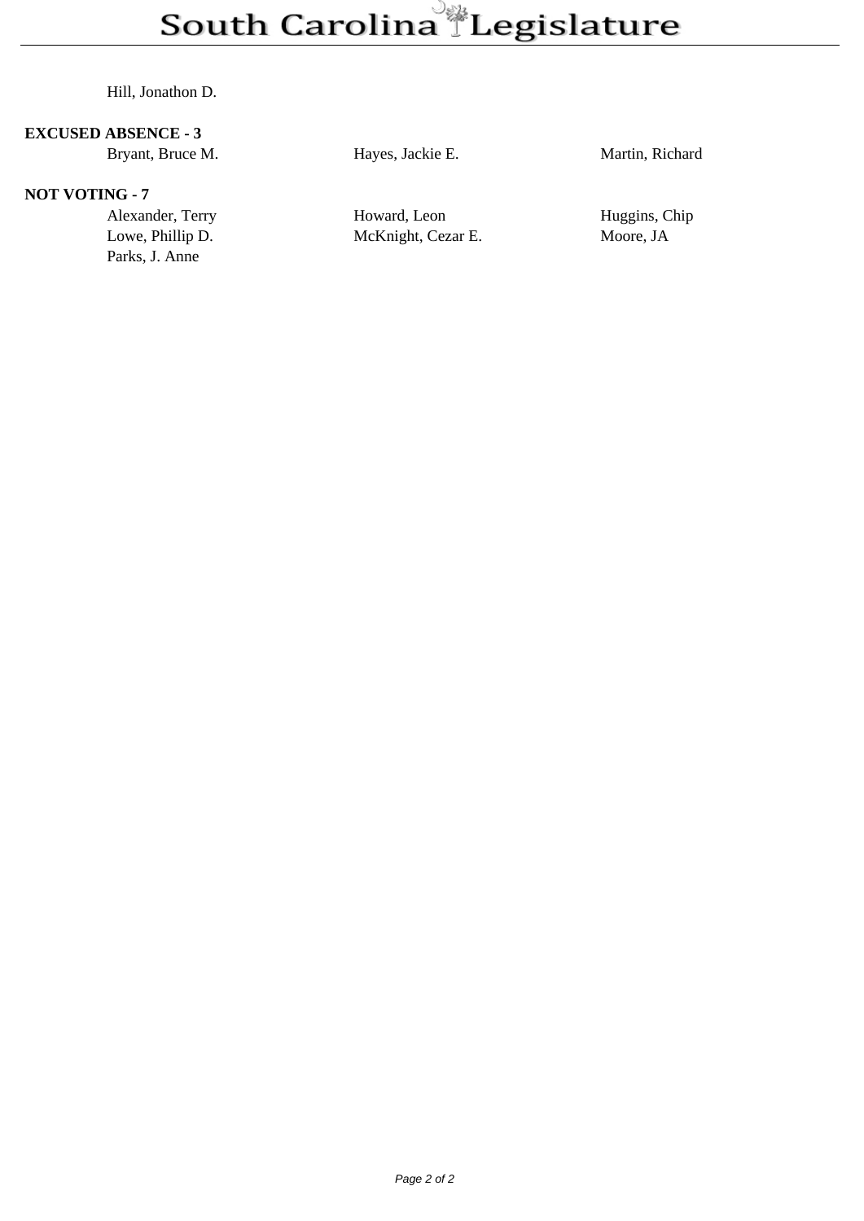Hill, Jonathon D.

**EXCUSED ABSENCE - 3**

| | | |
|---|---|---|
| Bryant, Bruce M. | Hayes, Jackie E. | Martin, Richard |

**NOT VOTING - 7**

| | | |
|---|---|---|
| Alexander, Terry | Howard, Leon | Huggins, Chip |
| Lowe, Phillip D. | McKnight, Cezar E. | Moore, JA |
| Parks, J. Anne | | |